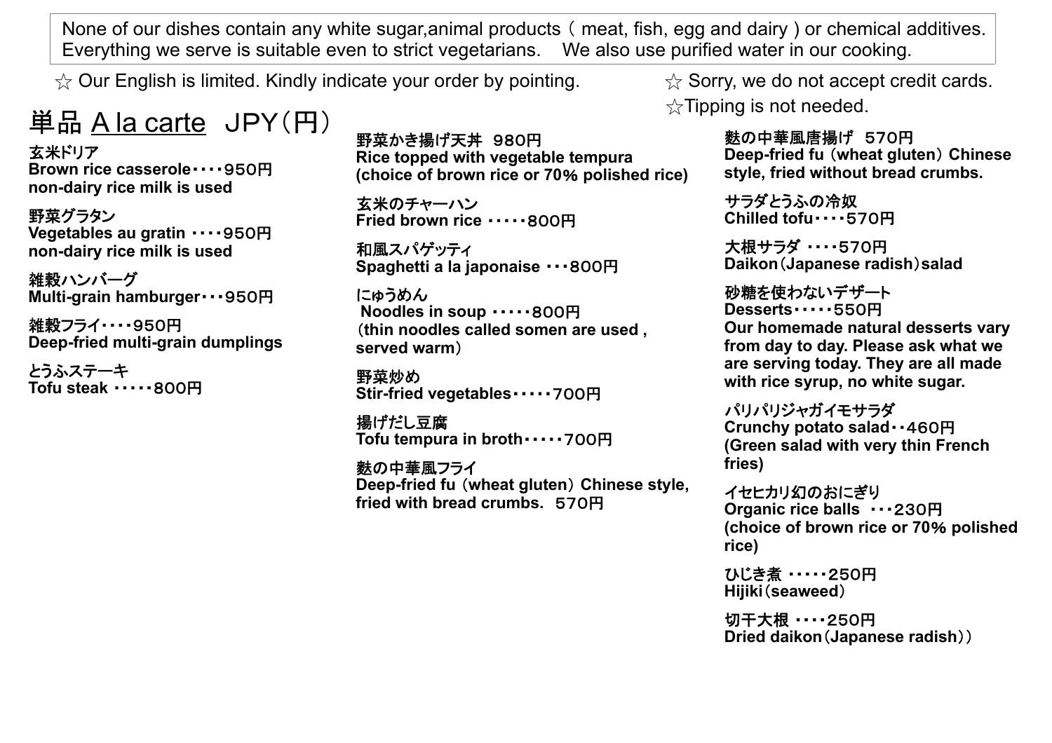None of our dishes contain any white sugar,animal products ( meat, fish, egg and dairy ) or chemical additives.
Everything we serve is suitable even to strict vegetarians.　We also use purified water in our cooking.

☆ Our English is limited. Kindly indicate your order by pointing.

☆ Sorry, we do not accept credit cards.

☆Tipping is not needed.

# 単品 A la carte　JPY（円）

**玄米ドリア**
**Brown rice casserole・・・・950円**
**non-dairy rice milk is used**

**野菜グラタン**
**Vegetables au gratin ・・・・950円**
**non-dairy rice milk is used**

**雑穀ハンバーグ**
**Multi-grain hamburger・・・950円**

**雑穀フライ・・・・950円**
**Deep-fried multi-grain dumplings**

**とうふステーキ**
**Tofu steak ・・・・・800円**

**野菜かき揚げ天丼　980円**
**Rice topped with vegetable tempura**
**(choice of brown rice or 70% polished rice)**

**玄米のチャーハン**
**Fried brown rice ・・・・・800円**

**和風スパゲッティ**
**Spaghetti a la japonaise ・・・800円**

**にゅうめん**
**Noodles in soup ・・・・・800円**
**（thin noodles called somen are used , served warm）**

**野菜炒め**
**Stir-fried vegetables・・・・・700円**

**揚げだし豆腐**
**Tofu tempura in broth・・・・・700円**

**麩の中華風フライ**
**Deep-fried fu（wheat gluten）Chinese style, fried with bread crumbs.　570円**

**麩の中華風唐揚げ　570円**
**Deep-fried fu（wheat gluten）Chinese style, fried without bread crumbs.**

**サラダとうふの冷奴**
**Chilled tofu・・・・570円**

**大根サラダ ・・・・570円**
**Daikon（Japanese radish）salad**

**砂糖を使わないデザート**
**Desserts・・・・・550円**
**Our homemade natural desserts vary from day to day. Please ask what we are serving today. They are all made with rice syrup, no white sugar.**

**パリパリジャガイモサラダ**
**Crunchy potato salad・・460円**
**(Green salad with very thin French fries)**

**イセヒカリ幻のおにぎり**
**Organic rice balls ・・・230円**
**(choice of brown rice or 70% polished rice)**

**ひじき煮 ・・・・・250円**
**Hijiki（seaweed）**

**切干大根 ・・・・250円**
**Dried daikon（Japanese radish)）**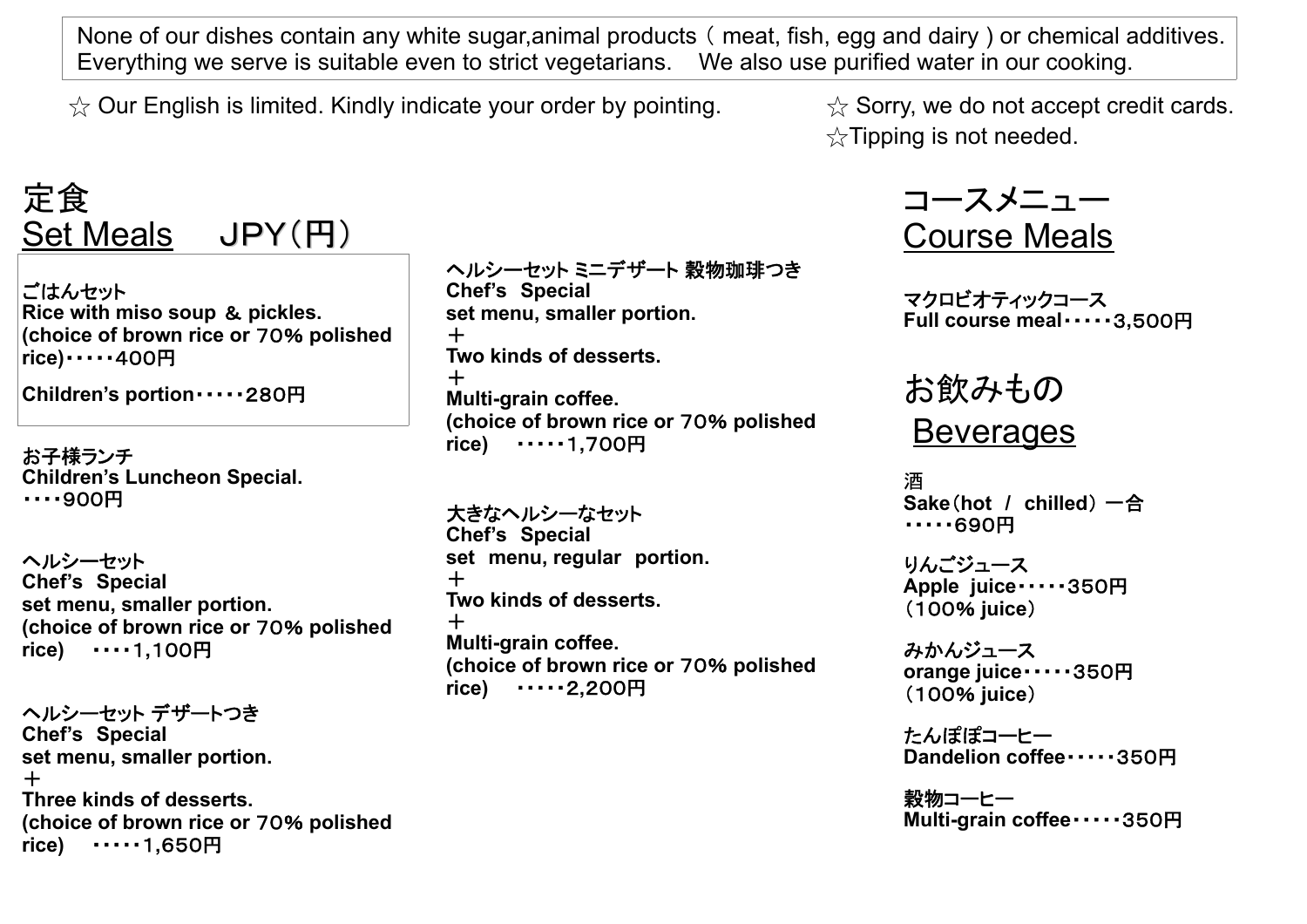None of our dishes contain any white sugar,animal products（ meat, fish, egg and dairy ) or chemical additives. Everything we serve is suitable even to strict vegetarians.　We also use purified water in our cooking.

☆ Our English is limited. Kindly indicate your order by pointing.

☆ Sorry, we do not accept credit cards.
☆Tipping is not needed.

# 定食
# Set Meals　JPY（円）

**ごはんセット**
**Rice with miso soup ＆ pickles.**
**(choice of brown rice or 70% polished rice)・・・・・400円**

**Children's portion・・・・・280円**

**お子様ランチ**
**Children's Luncheon Special.**
**・・・・900円**

**ヘルシーセット**
**Chef's Special**
**set menu, smaller portion.**
**(choice of brown rice or 70% polished rice)　・・・・1,100円**

**ヘルシーセット デザートつき**
**Chef's Special**
**set menu, smaller portion.**
**＋**
**Three kinds of desserts.**
**(choice of brown rice or 70% polished rice)　・・・・・1,650円**

**ヘルシーセット ミニデザート 穀物珈琲つき**
**Chef's Special**
**set menu, smaller portion.**
**＋**
**Two kinds of desserts.**
**＋**
**Multi-grain coffee.**
**(choice of brown rice or 70% polished rice)　・・・・・1,700円**

**大きなヘルシーなセット**
**Chef's Special**
**set menu, regular portion.**
**＋**
**Two kinds of desserts.**
**＋**
**Multi-grain coffee.**
**(choice of brown rice or 70% polished rice)　・・・・・2,200円**

# コースメニュー
# Course Meals

**マクロビオティックコース**
**Full course meal・・・・・3,500円**

# お飲みもの
# Beverages

**酒**
**Sake（hot / chilled）一合**
**・・・・・690円**

**りんごジュース**
**Apple juice・・・・・350円**
**（100% juice）**

**みかんジュース**
**orange juice・・・・・350円**
**（100% juice）**

**たんぽぽコーヒー**
**Dandelion coffee・・・・・350円**

**穀物コーヒー**
**Multi-grain coffee・・・・・350円**